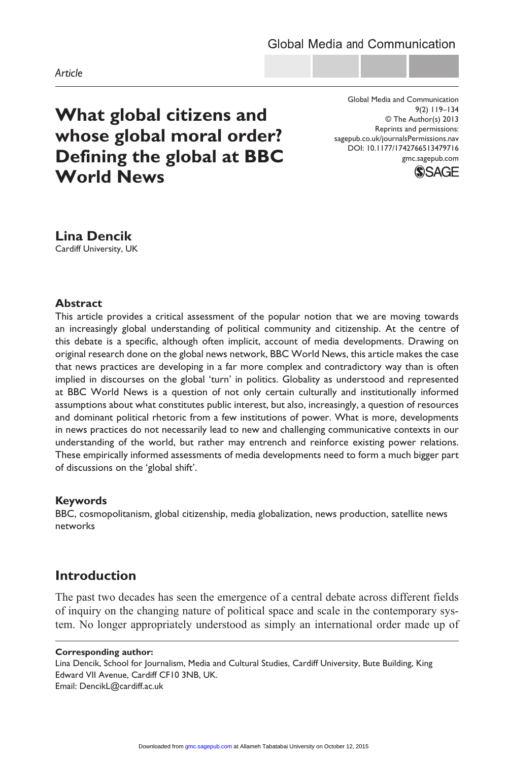*Article*

# What global citizens and whose global moral order? Defining the global at BBC World News

**Lina Dencik**
Cardiff University, UK

## Abstract

This article provides a critical assessment of the popular notion that we are moving towards an increasingly global understanding of political community and citizenship. At the centre of this debate is a specific, although often implicit, account of media developments. Drawing on original research done on the global news network, BBC World News, this article makes the case that news practices are developing in a far more complex and contradictory way than is often implied in discourses on the global 'turn' in politics. Globality as understood and represented at BBC World News is a question of not only certain culturally and institutionally informed assumptions about what constitutes public interest, but also, increasingly, a question of resources and dominant political rhetoric from a few institutions of power. What is more, developments in news practices do not necessarily lead to new and challenging communicative contexts in our understanding of the world, but rather may entrench and reinforce existing power relations. These empirically informed assessments of media developments need to form a much bigger part of discussions on the 'global shift'.

### Keywords

BBC, cosmopolitanism, global citizenship, media globalization, news production, satellite news networks

## Introduction

The past two decades has seen the emergence of a central debate across different fields of inquiry on the changing nature of political space and scale in the contemporary system. No longer appropriately understood as simply an international order made up of

**Corresponding author:**
Lina Dencik, School for Journalism, Media and Cultural Studies, Cardiff University, Bute Building, King Edward VII Avenue, Cardiff CF10 3NB, UK.
Email: DencikL@cardiff.ac.uk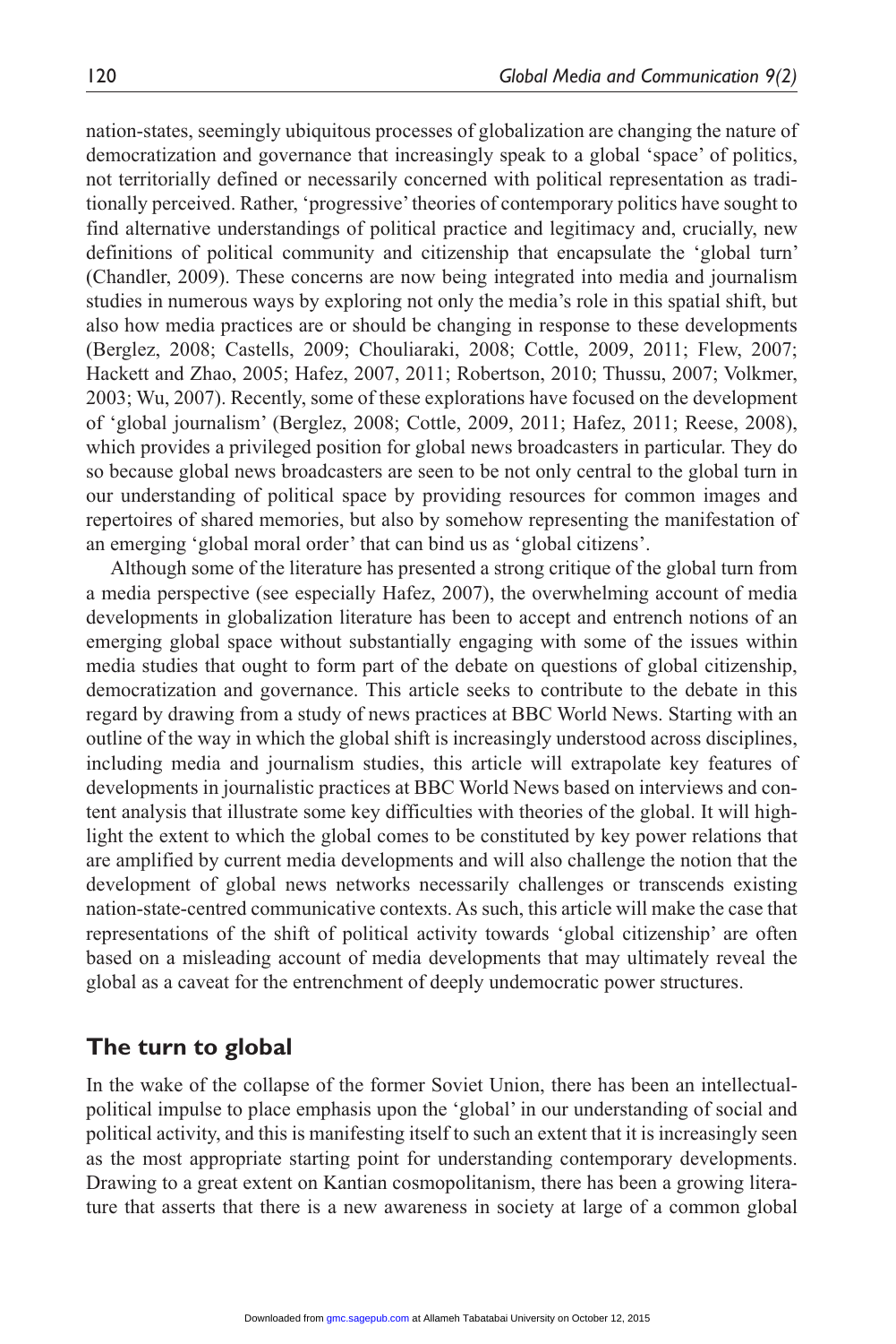nation-states, seemingly ubiquitous processes of globalization are changing the nature of democratization and governance that increasingly speak to a global 'space' of politics, not territorially defined or necessarily concerned with political representation as traditionally perceived. Rather, 'progressive' theories of contemporary politics have sought to find alternative understandings of political practice and legitimacy and, crucially, new definitions of political community and citizenship that encapsulate the 'global turn' (Chandler, 2009). These concerns are now being integrated into media and journalism studies in numerous ways by exploring not only the media's role in this spatial shift, but also how media practices are or should be changing in response to these developments (Berglez, 2008; Castells, 2009; Chouliaraki, 2008; Cottle, 2009, 2011; Flew, 2007; Hackett and Zhao, 2005; Hafez, 2007, 2011; Robertson, 2010; Thussu, 2007; Volkmer, 2003; Wu, 2007). Recently, some of these explorations have focused on the development of 'global journalism' (Berglez, 2008; Cottle, 2009, 2011; Hafez, 2011; Reese, 2008), which provides a privileged position for global news broadcasters in particular. They do so because global news broadcasters are seen to be not only central to the global turn in our understanding of political space by providing resources for common images and repertoires of shared memories, but also by somehow representing the manifestation of an emerging 'global moral order' that can bind us as 'global citizens'.

Although some of the literature has presented a strong critique of the global turn from a media perspective (see especially Hafez, 2007), the overwhelming account of media developments in globalization literature has been to accept and entrench notions of an emerging global space without substantially engaging with some of the issues within media studies that ought to form part of the debate on questions of global citizenship, democratization and governance. This article seeks to contribute to the debate in this regard by drawing from a study of news practices at BBC World News. Starting with an outline of the way in which the global shift is increasingly understood across disciplines, including media and journalism studies, this article will extrapolate key features of developments in journalistic practices at BBC World News based on interviews and content analysis that illustrate some key difficulties with theories of the global. It will highlight the extent to which the global comes to be constituted by key power relations that are amplified by current media developments and will also challenge the notion that the development of global news networks necessarily challenges or transcends existing nation-state-centred communicative contexts. As such, this article will make the case that representations of the shift of political activity towards 'global citizenship' are often based on a misleading account of media developments that may ultimately reveal the global as a caveat for the entrenchment of deeply undemocratic power structures.

## The turn to global

In the wake of the collapse of the former Soviet Union, there has been an intellectual-political impulse to place emphasis upon the 'global' in our understanding of social and political activity, and this is manifesting itself to such an extent that it is increasingly seen as the most appropriate starting point for understanding contemporary developments. Drawing to a great extent on Kantian cosmopolitanism, there has been a growing literature that asserts that there is a new awareness in society at large of a common global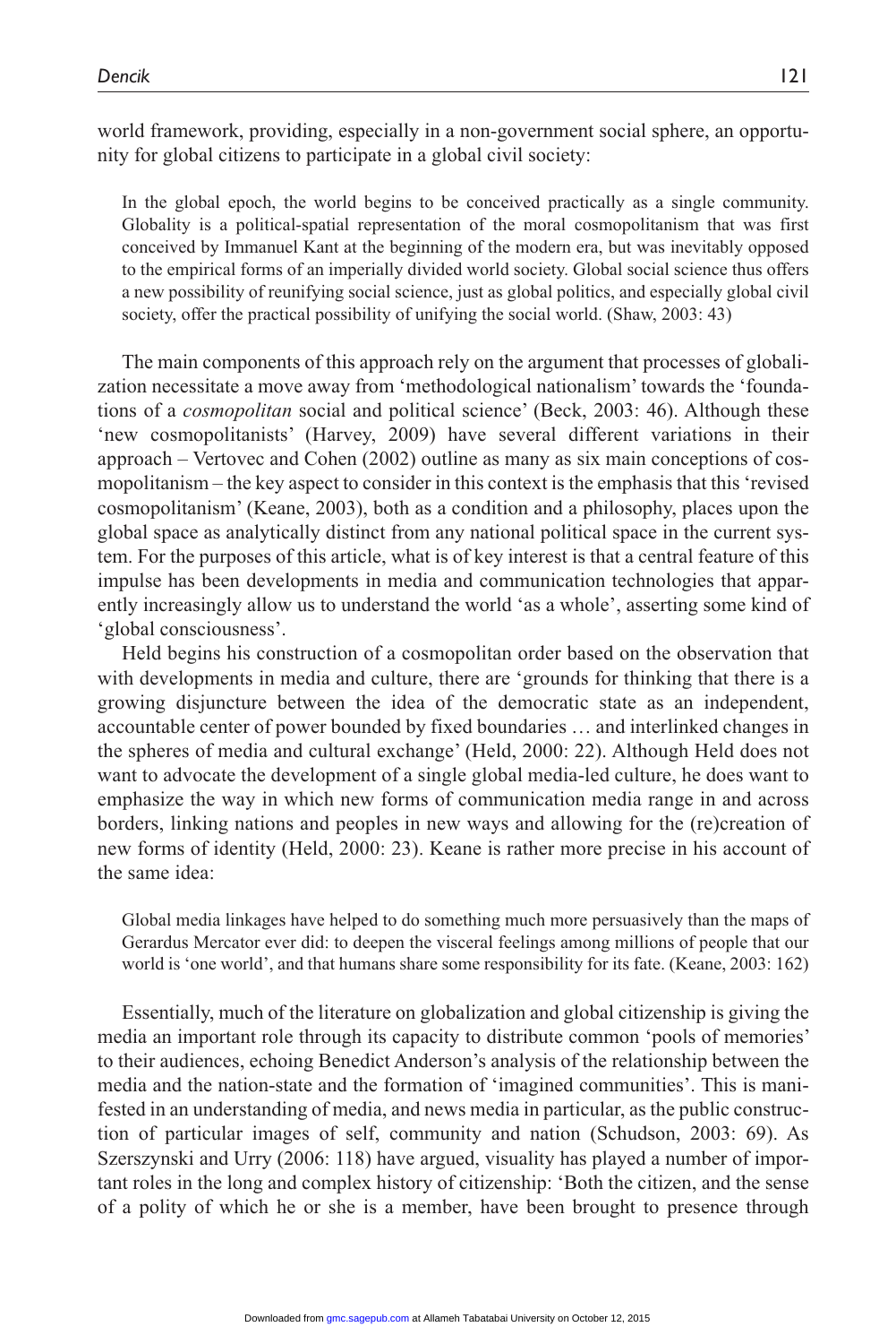world framework, providing, especially in a non-government social sphere, an opportunity for global citizens to participate in a global civil society:

> In the global epoch, the world begins to be conceived practically as a single community. Globality is a political-spatial representation of the moral cosmopolitanism that was first conceived by Immanuel Kant at the beginning of the modern era, but was inevitably opposed to the empirical forms of an imperially divided world society. Global social science thus offers a new possibility of reunifying social science, just as global politics, and especially global civil society, offer the practical possibility of unifying the social world. (Shaw, 2003: 43)

The main components of this approach rely on the argument that processes of globalization necessitate a move away from 'methodological nationalism' towards the 'foundations of a *cosmopolitan* social and political science' (Beck, 2003: 46). Although these 'new cosmopolitanists' (Harvey, 2009) have several different variations in their approach – Vertovec and Cohen (2002) outline as many as six main conceptions of cosmopolitanism – the key aspect to consider in this context is the emphasis that this 'revised cosmopolitanism' (Keane, 2003), both as a condition and a philosophy, places upon the global space as analytically distinct from any national political space in the current system. For the purposes of this article, what is of key interest is that a central feature of this impulse has been developments in media and communication technologies that apparently increasingly allow us to understand the world 'as a whole', asserting some kind of 'global consciousness'.

Held begins his construction of a cosmopolitan order based on the observation that with developments in media and culture, there are 'grounds for thinking that there is a growing disjuncture between the idea of the democratic state as an independent, accountable center of power bounded by fixed boundaries … and interlinked changes in the spheres of media and cultural exchange' (Held, 2000: 22). Although Held does not want to advocate the development of a single global media-led culture, he does want to emphasize the way in which new forms of communication media range in and across borders, linking nations and peoples in new ways and allowing for the (re)creation of new forms of identity (Held, 2000: 23). Keane is rather more precise in his account of the same idea:

> Global media linkages have helped to do something much more persuasively than the maps of Gerardus Mercator ever did: to deepen the visceral feelings among millions of people that our world is 'one world', and that humans share some responsibility for its fate. (Keane, 2003: 162)

Essentially, much of the literature on globalization and global citizenship is giving the media an important role through its capacity to distribute common 'pools of memories' to their audiences, echoing Benedict Anderson's analysis of the relationship between the media and the nation-state and the formation of 'imagined communities'. This is manifested in an understanding of media, and news media in particular, as the public construction of particular images of self, community and nation (Schudson, 2003: 69). As Szerszynski and Urry (2006: 118) have argued, visuality has played a number of important roles in the long and complex history of citizenship: 'Both the citizen, and the sense of a polity of which he or she is a member, have been brought to presence through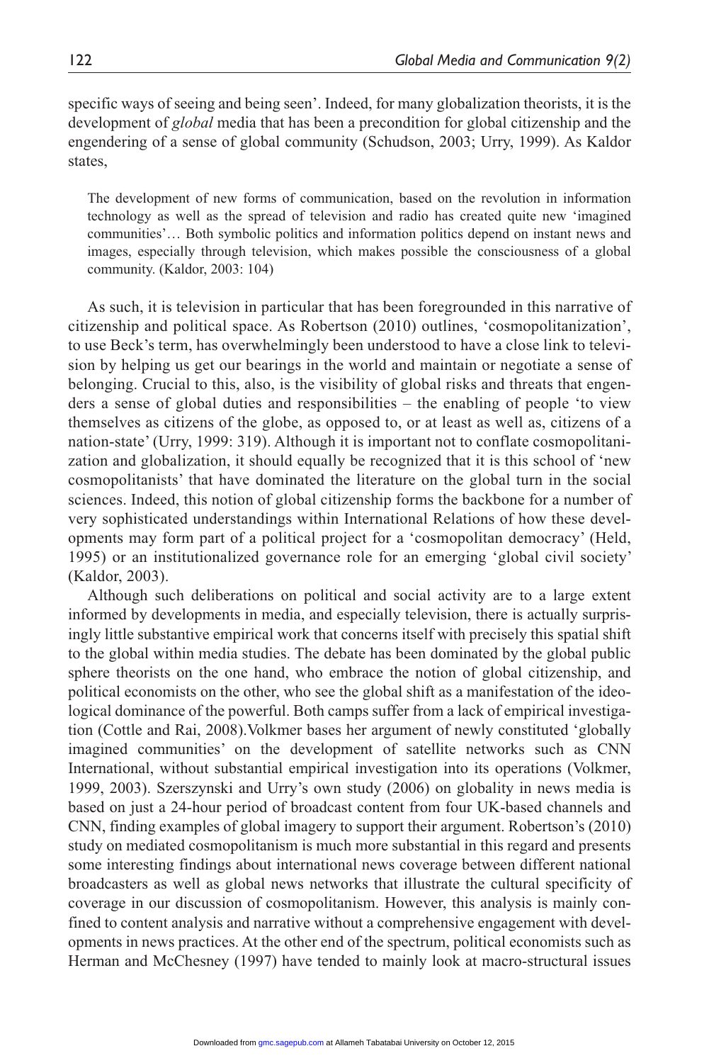specific ways of seeing and being seen'. Indeed, for many globalization theorists, it is the development of *global* media that has been a precondition for global citizenship and the engendering of a sense of global community (Schudson, 2003; Urry, 1999). As Kaldor states,

> The development of new forms of communication, based on the revolution in information technology as well as the spread of television and radio has created quite new 'imagined communities'… Both symbolic politics and information politics depend on instant news and images, especially through television, which makes possible the consciousness of a global community. (Kaldor, 2003: 104)

As such, it is television in particular that has been foregrounded in this narrative of citizenship and political space. As Robertson (2010) outlines, 'cosmopolitanization', to use Beck's term, has overwhelmingly been understood to have a close link to television by helping us get our bearings in the world and maintain or negotiate a sense of belonging. Crucial to this, also, is the visibility of global risks and threats that engenders a sense of global duties and responsibilities – the enabling of people 'to view themselves as citizens of the globe, as opposed to, or at least as well as, citizens of a nation-state' (Urry, 1999: 319). Although it is important not to conflate cosmopolitanization and globalization, it should equally be recognized that it is this school of 'new cosmopolitanists' that have dominated the literature on the global turn in the social sciences. Indeed, this notion of global citizenship forms the backbone for a number of very sophisticated understandings within International Relations of how these developments may form part of a political project for a 'cosmopolitan democracy' (Held, 1995) or an institutionalized governance role for an emerging 'global civil society' (Kaldor, 2003).

Although such deliberations on political and social activity are to a large extent informed by developments in media, and especially television, there is actually surprisingly little substantive empirical work that concerns itself with precisely this spatial shift to the global within media studies. The debate has been dominated by the global public sphere theorists on the one hand, who embrace the notion of global citizenship, and political economists on the other, who see the global shift as a manifestation of the ideological dominance of the powerful. Both camps suffer from a lack of empirical investigation (Cottle and Rai, 2008).Volkmer bases her argument of newly constituted 'globally imagined communities' on the development of satellite networks such as CNN International, without substantial empirical investigation into its operations (Volkmer, 1999, 2003). Szerszynski and Urry's own study (2006) on globality in news media is based on just a 24-hour period of broadcast content from four UK-based channels and CNN, finding examples of global imagery to support their argument. Robertson's (2010) study on mediated cosmopolitanism is much more substantial in this regard and presents some interesting findings about international news coverage between different national broadcasters as well as global news networks that illustrate the cultural specificity of coverage in our discussion of cosmopolitanism. However, this analysis is mainly confined to content analysis and narrative without a comprehensive engagement with developments in news practices. At the other end of the spectrum, political economists such as Herman and McChesney (1997) have tended to mainly look at macro-structural issues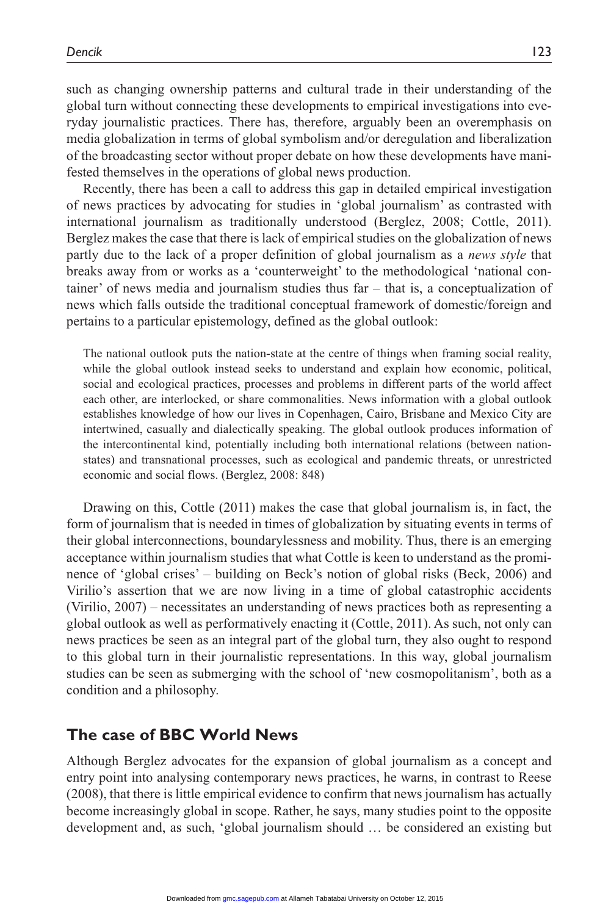such as changing ownership patterns and cultural trade in their understanding of the global turn without connecting these developments to empirical investigations into everyday journalistic practices. There has, therefore, arguably been an overemphasis on media globalization in terms of global symbolism and/or deregulation and liberalization of the broadcasting sector without proper debate on how these developments have manifested themselves in the operations of global news production.

Recently, there has been a call to address this gap in detailed empirical investigation of news practices by advocating for studies in 'global journalism' as contrasted with international journalism as traditionally understood (Berglez, 2008; Cottle, 2011). Berglez makes the case that there is lack of empirical studies on the globalization of news partly due to the lack of a proper definition of global journalism as a *news style* that breaks away from or works as a 'counterweight' to the methodological 'national container' of news media and journalism studies thus far – that is, a conceptualization of news which falls outside the traditional conceptual framework of domestic/foreign and pertains to a particular epistemology, defined as the global outlook:

> The national outlook puts the nation-state at the centre of things when framing social reality, while the global outlook instead seeks to understand and explain how economic, political, social and ecological practices, processes and problems in different parts of the world affect each other, are interlocked, or share commonalities. News information with a global outlook establishes knowledge of how our lives in Copenhagen, Cairo, Brisbane and Mexico City are intertwined, casually and dialectically speaking. The global outlook produces information of the intercontinental kind, potentially including both international relations (between nation-states) and transnational processes, such as ecological and pandemic threats, or unrestricted economic and social flows. (Berglez, 2008: 848)

Drawing on this, Cottle (2011) makes the case that global journalism is, in fact, the form of journalism that is needed in times of globalization by situating events in terms of their global interconnections, boundarylessness and mobility. Thus, there is an emerging acceptance within journalism studies that what Cottle is keen to understand as the prominence of 'global crises' – building on Beck's notion of global risks (Beck, 2006) and Virilio's assertion that we are now living in a time of global catastrophic accidents (Virilio, 2007) – necessitates an understanding of news practices both as representing a global outlook as well as performatively enacting it (Cottle, 2011). As such, not only can news practices be seen as an integral part of the global turn, they also ought to respond to this global turn in their journalistic representations. In this way, global journalism studies can be seen as submerging with the school of 'new cosmopolitanism', both as a condition and a philosophy.

## The case of BBC World News

Although Berglez advocates for the expansion of global journalism as a concept and entry point into analysing contemporary news practices, he warns, in contrast to Reese (2008), that there is little empirical evidence to confirm that news journalism has actually become increasingly global in scope. Rather, he says, many studies point to the opposite development and, as such, 'global journalism should … be considered an existing but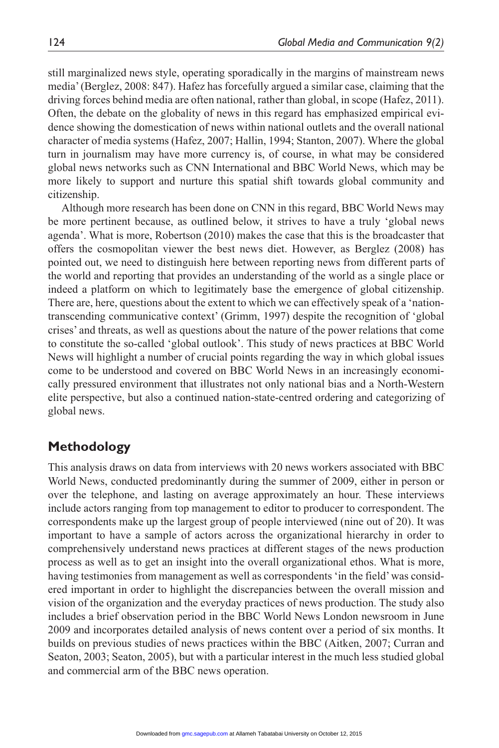still marginalized news style, operating sporadically in the margins of mainstream news media' (Berglez, 2008: 847). Hafez has forcefully argued a similar case, claiming that the driving forces behind media are often national, rather than global, in scope (Hafez, 2011). Often, the debate on the globality of news in this regard has emphasized empirical evidence showing the domestication of news within national outlets and the overall national character of media systems (Hafez, 2007; Hallin, 1994; Stanton, 2007). Where the global turn in journalism may have more currency is, of course, in what may be considered global news networks such as CNN International and BBC World News, which may be more likely to support and nurture this spatial shift towards global community and citizenship.

Although more research has been done on CNN in this regard, BBC World News may be more pertinent because, as outlined below, it strives to have a truly 'global news agenda'. What is more, Robertson (2010) makes the case that this is the broadcaster that offers the cosmopolitan viewer the best news diet. However, as Berglez (2008) has pointed out, we need to distinguish here between reporting news from different parts of the world and reporting that provides an understanding of the world as a single place or indeed a platform on which to legitimately base the emergence of global citizenship. There are, here, questions about the extent to which we can effectively speak of a 'nation-transcending communicative context' (Grimm, 1997) despite the recognition of 'global crises' and threats, as well as questions about the nature of the power relations that come to constitute the so-called 'global outlook'. This study of news practices at BBC World News will highlight a number of crucial points regarding the way in which global issues come to be understood and covered on BBC World News in an increasingly economically pressured environment that illustrates not only national bias and a North-Western elite perspective, but also a continued nation-state-centred ordering and categorizing of global news.

## Methodology

This analysis draws on data from interviews with 20 news workers associated with BBC World News, conducted predominantly during the summer of 2009, either in person or over the telephone, and lasting on average approximately an hour. These interviews include actors ranging from top management to editor to producer to correspondent. The correspondents make up the largest group of people interviewed (nine out of 20). It was important to have a sample of actors across the organizational hierarchy in order to comprehensively understand news practices at different stages of the news production process as well as to get an insight into the overall organizational ethos. What is more, having testimonies from management as well as correspondents 'in the field' was considered important in order to highlight the discrepancies between the overall mission and vision of the organization and the everyday practices of news production. The study also includes a brief observation period in the BBC World News London newsroom in June 2009 and incorporates detailed analysis of news content over a period of six months. It builds on previous studies of news practices within the BBC (Aitken, 2007; Curran and Seaton, 2003; Seaton, 2005), but with a particular interest in the much less studied global and commercial arm of the BBC news operation.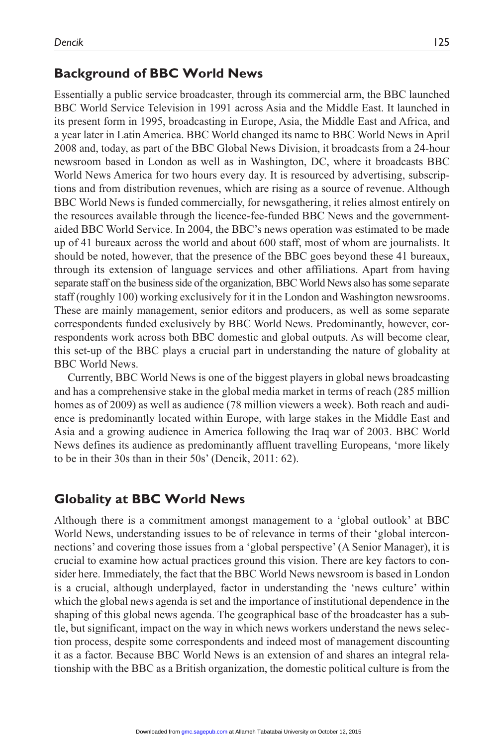## Background of BBC World News

Essentially a public service broadcaster, through its commercial arm, the BBC launched BBC World Service Television in 1991 across Asia and the Middle East. It launched in its present form in 1995, broadcasting in Europe, Asia, the Middle East and Africa, and a year later in Latin America. BBC World changed its name to BBC World News in April 2008 and, today, as part of the BBC Global News Division, it broadcasts from a 24-hour newsroom based in London as well as in Washington, DC, where it broadcasts BBC World News America for two hours every day. It is resourced by advertising, subscriptions and from distribution revenues, which are rising as a source of revenue. Although BBC World News is funded commercially, for newsgathering, it relies almost entirely on the resources available through the licence-fee-funded BBC News and the government-aided BBC World Service. In 2004, the BBC's news operation was estimated to be made up of 41 bureaux across the world and about 600 staff, most of whom are journalists. It should be noted, however, that the presence of the BBC goes beyond these 41 bureaux, through its extension of language services and other affiliations. Apart from having separate staff on the business side of the organization, BBC World News also has some separate staff (roughly 100) working exclusively for it in the London and Washington newsrooms. These are mainly management, senior editors and producers, as well as some separate correspondents funded exclusively by BBC World News. Predominantly, however, correspondents work across both BBC domestic and global outputs. As will become clear, this set-up of the BBC plays a crucial part in understanding the nature of globality at BBC World News.

Currently, BBC World News is one of the biggest players in global news broadcasting and has a comprehensive stake in the global media market in terms of reach (285 million homes as of 2009) as well as audience (78 million viewers a week). Both reach and audience is predominantly located within Europe, with large stakes in the Middle East and Asia and a growing audience in America following the Iraq war of 2003. BBC World News defines its audience as predominantly affluent travelling Europeans, 'more likely to be in their 30s than in their 50s' (Dencik, 2011: 62).

## Globality at BBC World News

Although there is a commitment amongst management to a 'global outlook' at BBC World News, understanding issues to be of relevance in terms of their 'global interconnections' and covering those issues from a 'global perspective' (A Senior Manager), it is crucial to examine how actual practices ground this vision. There are key factors to consider here. Immediately, the fact that the BBC World News newsroom is based in London is a crucial, although underplayed, factor in understanding the 'news culture' within which the global news agenda is set and the importance of institutional dependence in the shaping of this global news agenda. The geographical base of the broadcaster has a subtle, but significant, impact on the way in which news workers understand the news selection process, despite some correspondents and indeed most of management discounting it as a factor. Because BBC World News is an extension of and shares an integral relationship with the BBC as a British organization, the domestic political culture is from the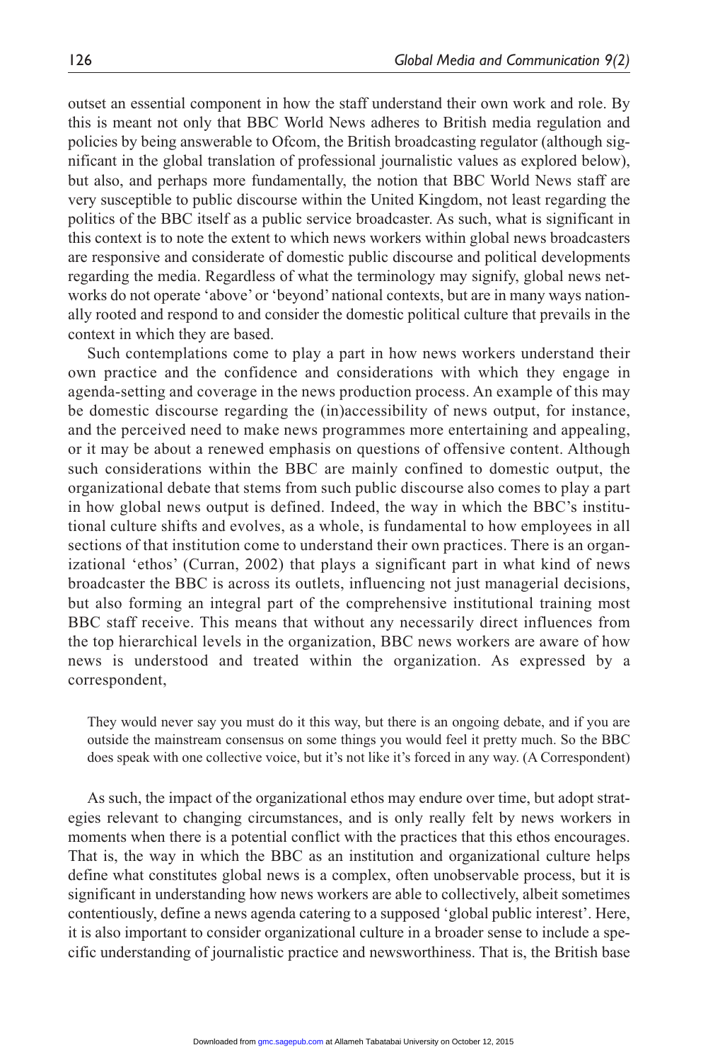outset an essential component in how the staff understand their own work and role. By this is meant not only that BBC World News adheres to British media regulation and policies by being answerable to Ofcom, the British broadcasting regulator (although significant in the global translation of professional journalistic values as explored below), but also, and perhaps more fundamentally, the notion that BBC World News staff are very susceptible to public discourse within the United Kingdom, not least regarding the politics of the BBC itself as a public service broadcaster. As such, what is significant in this context is to note the extent to which news workers within global news broadcasters are responsive and considerate of domestic public discourse and political developments regarding the media. Regardless of what the terminology may signify, global news networks do not operate 'above' or 'beyond' national contexts, but are in many ways nationally rooted and respond to and consider the domestic political culture that prevails in the context in which they are based.

Such contemplations come to play a part in how news workers understand their own practice and the confidence and considerations with which they engage in agenda-setting and coverage in the news production process. An example of this may be domestic discourse regarding the (in)accessibility of news output, for instance, and the perceived need to make news programmes more entertaining and appealing, or it may be about a renewed emphasis on questions of offensive content. Although such considerations within the BBC are mainly confined to domestic output, the organizational debate that stems from such public discourse also comes to play a part in how global news output is defined. Indeed, the way in which the BBC's institutional culture shifts and evolves, as a whole, is fundamental to how employees in all sections of that institution come to understand their own practices. There is an organizational 'ethos' (Curran, 2002) that plays a significant part in what kind of news broadcaster the BBC is across its outlets, influencing not just managerial decisions, but also forming an integral part of the comprehensive institutional training most BBC staff receive. This means that without any necessarily direct influences from the top hierarchical levels in the organization, BBC news workers are aware of how news is understood and treated within the organization. As expressed by a correspondent,

> They would never say you must do it this way, but there is an ongoing debate, and if you are outside the mainstream consensus on some things you would feel it pretty much. So the BBC does speak with one collective voice, but it's not like it's forced in any way. (A Correspondent)

As such, the impact of the organizational ethos may endure over time, but adopt strategies relevant to changing circumstances, and is only really felt by news workers in moments when there is a potential conflict with the practices that this ethos encourages. That is, the way in which the BBC as an institution and organizational culture helps define what constitutes global news is a complex, often unobservable process, but it is significant in understanding how news workers are able to collectively, albeit sometimes contentiously, define a news agenda catering to a supposed 'global public interest'. Here, it is also important to consider organizational culture in a broader sense to include a specific understanding of journalistic practice and newsworthiness. That is, the British base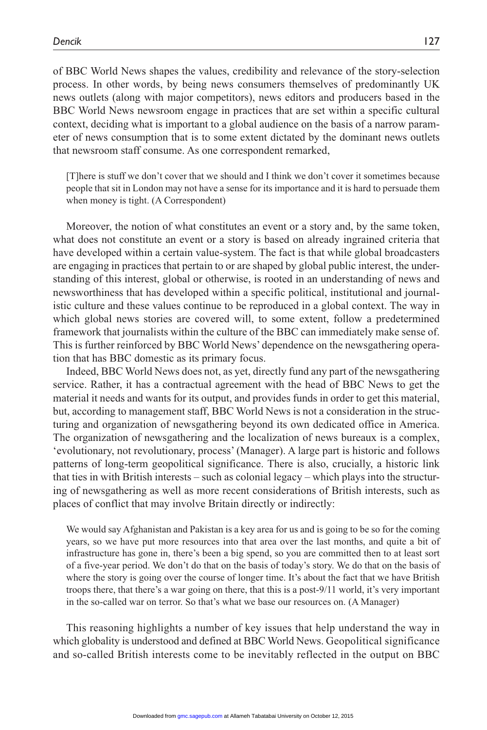of BBC World News shapes the values, credibility and relevance of the story-selection process. In other words, by being news consumers themselves of predominantly UK news outlets (along with major competitors), news editors and producers based in the BBC World News newsroom engage in practices that are set within a specific cultural context, deciding what is important to a global audience on the basis of a narrow parameter of news consumption that is to some extent dictated by the dominant news outlets that newsroom staff consume. As one correspondent remarked,

> [T]here is stuff we don't cover that we should and I think we don't cover it sometimes because people that sit in London may not have a sense for its importance and it is hard to persuade them when money is tight. (A Correspondent)

Moreover, the notion of what constitutes an event or a story and, by the same token, what does not constitute an event or a story is based on already ingrained criteria that have developed within a certain value-system. The fact is that while global broadcasters are engaging in practices that pertain to or are shaped by global public interest, the understanding of this interest, global or otherwise, is rooted in an understanding of news and newsworthiness that has developed within a specific political, institutional and journalistic culture and these values continue to be reproduced in a global context. The way in which global news stories are covered will, to some extent, follow a predetermined framework that journalists within the culture of the BBC can immediately make sense of. This is further reinforced by BBC World News' dependence on the newsgathering operation that has BBC domestic as its primary focus.

Indeed, BBC World News does not, as yet, directly fund any part of the newsgathering service. Rather, it has a contractual agreement with the head of BBC News to get the material it needs and wants for its output, and provides funds in order to get this material, but, according to management staff, BBC World News is not a consideration in the structuring and organization of newsgathering beyond its own dedicated office in America. The organization of newsgathering and the localization of news bureaux is a complex, 'evolutionary, not revolutionary, process' (Manager). A large part is historic and follows patterns of long-term geopolitical significance. There is also, crucially, a historic link that ties in with British interests – such as colonial legacy – which plays into the structuring of newsgathering as well as more recent considerations of British interests, such as places of conflict that may involve Britain directly or indirectly:

> We would say Afghanistan and Pakistan is a key area for us and is going to be so for the coming years, so we have put more resources into that area over the last months, and quite a bit of infrastructure has gone in, there's been a big spend, so you are committed then to at least sort of a five-year period. We don't do that on the basis of today's story. We do that on the basis of where the story is going over the course of longer time. It's about the fact that we have British troops there, that there's a war going on there, that this is a post-9/11 world, it's very important in the so-called war on terror. So that's what we base our resources on. (A Manager)

This reasoning highlights a number of key issues that help understand the way in which globality is understood and defined at BBC World News. Geopolitical significance and so-called British interests come to be inevitably reflected in the output on BBC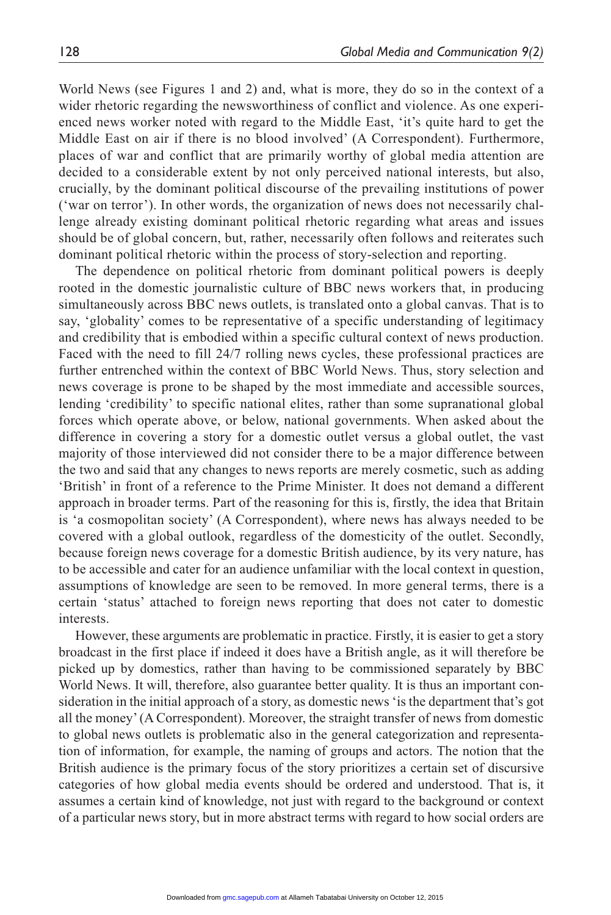World News (see Figures 1 and 2) and, what is more, they do so in the context of a wider rhetoric regarding the newsworthiness of conflict and violence. As one experienced news worker noted with regard to the Middle East, 'it's quite hard to get the Middle East on air if there is no blood involved' (A Correspondent). Furthermore, places of war and conflict that are primarily worthy of global media attention are decided to a considerable extent by not only perceived national interests, but also, crucially, by the dominant political discourse of the prevailing institutions of power ('war on terror'). In other words, the organization of news does not necessarily challenge already existing dominant political rhetoric regarding what areas and issues should be of global concern, but, rather, necessarily often follows and reiterates such dominant political rhetoric within the process of story-selection and reporting.

The dependence on political rhetoric from dominant political powers is deeply rooted in the domestic journalistic culture of BBC news workers that, in producing simultaneously across BBC news outlets, is translated onto a global canvas. That is to say, 'globality' comes to be representative of a specific understanding of legitimacy and credibility that is embodied within a specific cultural context of news production. Faced with the need to fill 24/7 rolling news cycles, these professional practices are further entrenched within the context of BBC World News. Thus, story selection and news coverage is prone to be shaped by the most immediate and accessible sources, lending 'credibility' to specific national elites, rather than some supranational global forces which operate above, or below, national governments. When asked about the difference in covering a story for a domestic outlet versus a global outlet, the vast majority of those interviewed did not consider there to be a major difference between the two and said that any changes to news reports are merely cosmetic, such as adding 'British' in front of a reference to the Prime Minister. It does not demand a different approach in broader terms. Part of the reasoning for this is, firstly, the idea that Britain is 'a cosmopolitan society' (A Correspondent), where news has always needed to be covered with a global outlook, regardless of the domesticity of the outlet. Secondly, because foreign news coverage for a domestic British audience, by its very nature, has to be accessible and cater for an audience unfamiliar with the local context in question, assumptions of knowledge are seen to be removed. In more general terms, there is a certain 'status' attached to foreign news reporting that does not cater to domestic interests.

However, these arguments are problematic in practice. Firstly, it is easier to get a story broadcast in the first place if indeed it does have a British angle, as it will therefore be picked up by domestics, rather than having to be commissioned separately by BBC World News. It will, therefore, also guarantee better quality. It is thus an important consideration in the initial approach of a story, as domestic news 'is the department that's got all the money' (A Correspondent). Moreover, the straight transfer of news from domestic to global news outlets is problematic also in the general categorization and representation of information, for example, the naming of groups and actors. The notion that the British audience is the primary focus of the story prioritizes a certain set of discursive categories of how global media events should be ordered and understood. That is, it assumes a certain kind of knowledge, not just with regard to the background or context of a particular news story, but in more abstract terms with regard to how social orders are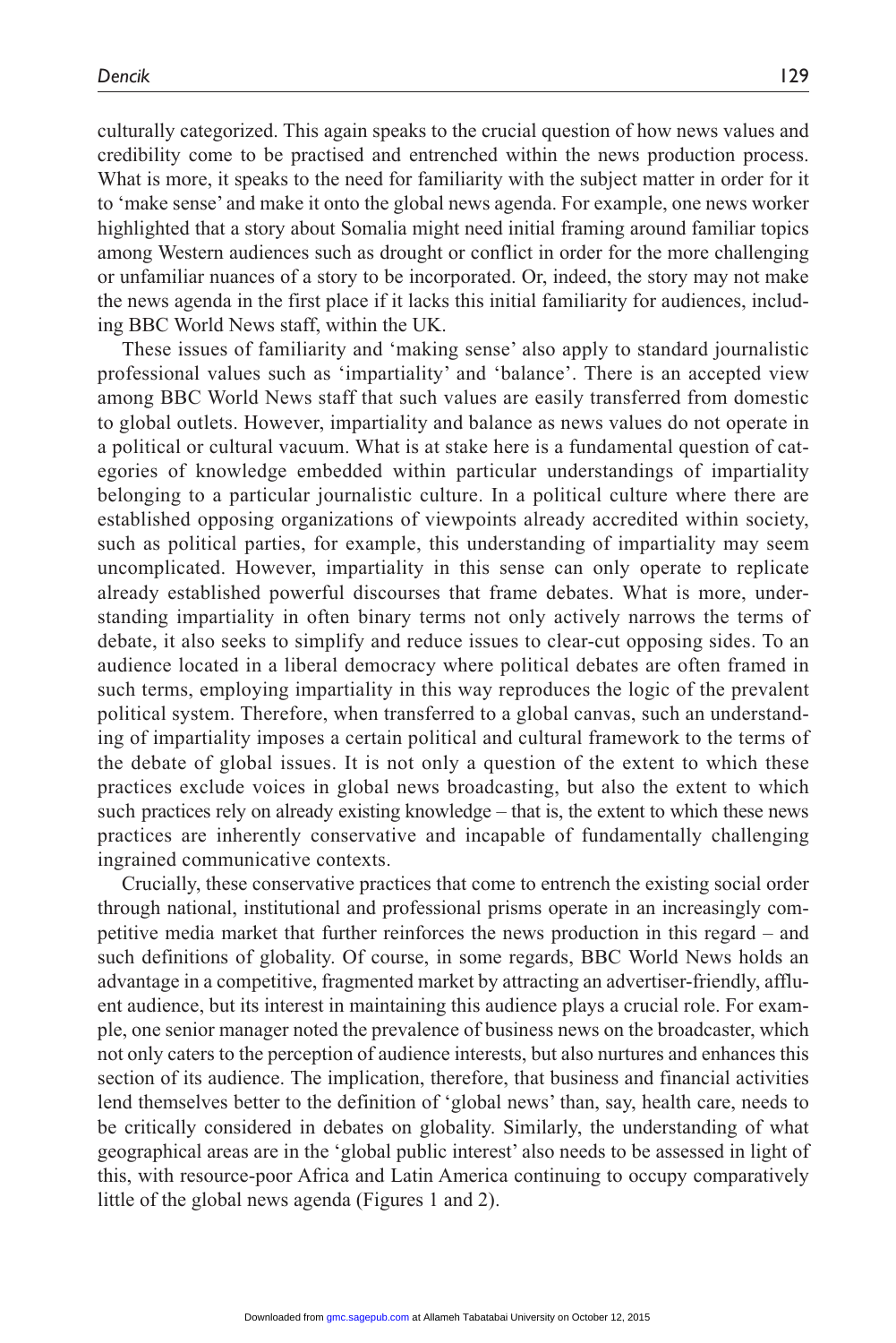culturally categorized. This again speaks to the crucial question of how news values and credibility come to be practised and entrenched within the news production process. What is more, it speaks to the need for familiarity with the subject matter in order for it to 'make sense' and make it onto the global news agenda. For example, one news worker highlighted that a story about Somalia might need initial framing around familiar topics among Western audiences such as drought or conflict in order for the more challenging or unfamiliar nuances of a story to be incorporated. Or, indeed, the story may not make the news agenda in the first place if it lacks this initial familiarity for audiences, including BBC World News staff, within the UK.

These issues of familiarity and 'making sense' also apply to standard journalistic professional values such as 'impartiality' and 'balance'. There is an accepted view among BBC World News staff that such values are easily transferred from domestic to global outlets. However, impartiality and balance as news values do not operate in a political or cultural vacuum. What is at stake here is a fundamental question of categories of knowledge embedded within particular understandings of impartiality belonging to a particular journalistic culture. In a political culture where there are established opposing organizations of viewpoints already accredited within society, such as political parties, for example, this understanding of impartiality may seem uncomplicated. However, impartiality in this sense can only operate to replicate already established powerful discourses that frame debates. What is more, understanding impartiality in often binary terms not only actively narrows the terms of debate, it also seeks to simplify and reduce issues to clear-cut opposing sides. To an audience located in a liberal democracy where political debates are often framed in such terms, employing impartiality in this way reproduces the logic of the prevalent political system. Therefore, when transferred to a global canvas, such an understanding of impartiality imposes a certain political and cultural framework to the terms of the debate of global issues. It is not only a question of the extent to which these practices exclude voices in global news broadcasting, but also the extent to which such practices rely on already existing knowledge – that is, the extent to which these news practices are inherently conservative and incapable of fundamentally challenging ingrained communicative contexts.

Crucially, these conservative practices that come to entrench the existing social order through national, institutional and professional prisms operate in an increasingly competitive media market that further reinforces the news production in this regard – and such definitions of globality. Of course, in some regards, BBC World News holds an advantage in a competitive, fragmented market by attracting an advertiser-friendly, affluent audience, but its interest in maintaining this audience plays a crucial role. For example, one senior manager noted the prevalence of business news on the broadcaster, which not only caters to the perception of audience interests, but also nurtures and enhances this section of its audience. The implication, therefore, that business and financial activities lend themselves better to the definition of 'global news' than, say, health care, needs to be critically considered in debates on globality. Similarly, the understanding of what geographical areas are in the 'global public interest' also needs to be assessed in light of this, with resource-poor Africa and Latin America continuing to occupy comparatively little of the global news agenda (Figures 1 and 2).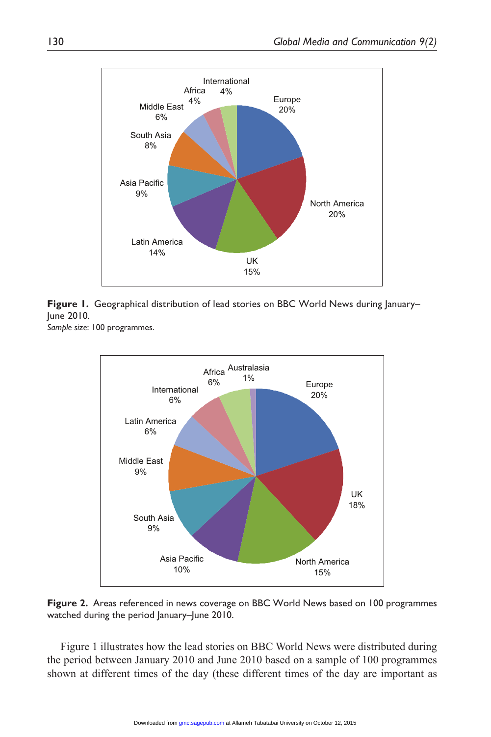**Figure 1.** Geographical distribution of lead stories on BBC World News during January–June 2010.
*Sample size*: 100 programmes.

**Figure 2.** Areas referenced in news coverage on BBC World News based on 100 programmes watched during the period January–June 2010.

Figure 1 illustrates how the lead stories on BBC World News were distributed during the period between January 2010 and June 2010 based on a sample of 100 programmes shown at different times of the day (these different times of the day are important as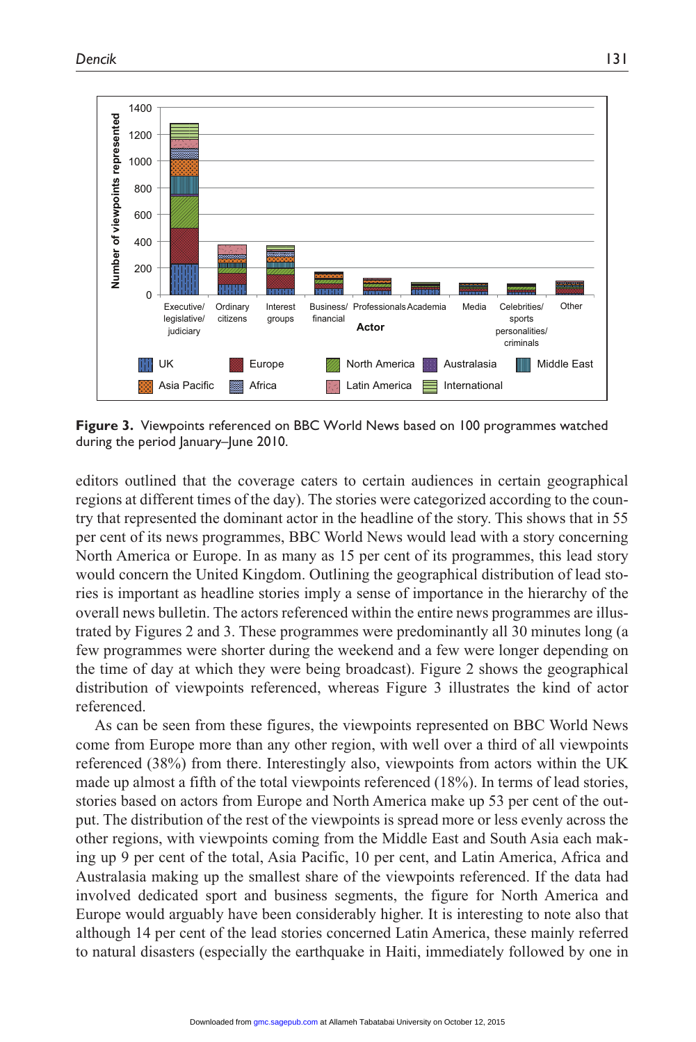**Figure 3.** Viewpoints referenced on BBC World News based on 100 programmes watched during the period January–June 2010.

editors outlined that the coverage caters to certain audiences in certain geographical regions at different times of the day). The stories were categorized according to the country that represented the dominant actor in the headline of the story. This shows that in 55 per cent of its news programmes, BBC World News would lead with a story concerning North America or Europe. In as many as 15 per cent of its programmes, this lead story would concern the United Kingdom. Outlining the geographical distribution of lead stories is important as headline stories imply a sense of importance in the hierarchy of the overall news bulletin. The actors referenced within the entire news programmes are illustrated by Figures 2 and 3. These programmes were predominantly all 30 minutes long (a few programmes were shorter during the weekend and a few were longer depending on the time of day at which they were being broadcast). Figure 2 shows the geographical distribution of viewpoints referenced, whereas Figure 3 illustrates the kind of actor referenced.

As can be seen from these figures, the viewpoints represented on BBC World News come from Europe more than any other region, with well over a third of all viewpoints referenced (38%) from there. Interestingly also, viewpoints from actors within the UK made up almost a fifth of the total viewpoints referenced (18%). In terms of lead stories, stories based on actors from Europe and North America make up 53 per cent of the output. The distribution of the rest of the viewpoints is spread more or less evenly across the other regions, with viewpoints coming from the Middle East and South Asia each making up 9 per cent of the total, Asia Pacific, 10 per cent, and Latin America, Africa and Australasia making up the smallest share of the viewpoints referenced. If the data had involved dedicated sport and business segments, the figure for North America and Europe would arguably have been considerably higher. It is interesting to note also that although 14 per cent of the lead stories concerned Latin America, these mainly referred to natural disasters (especially the earthquake in Haiti, immediately followed by one in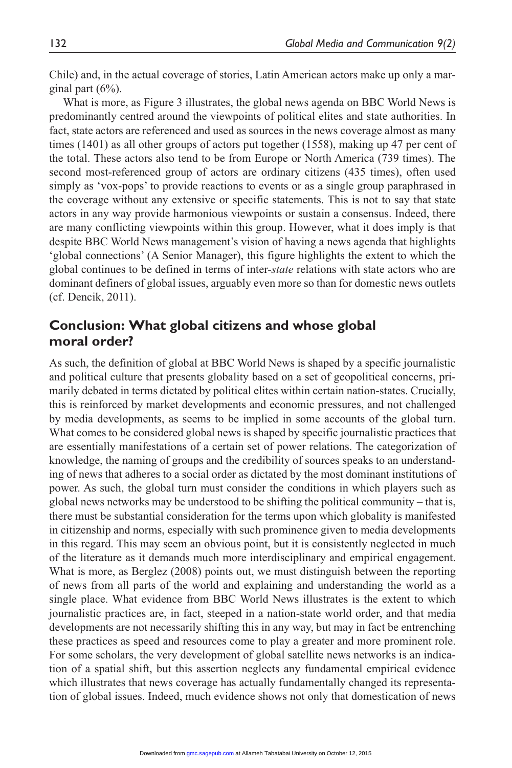Chile) and, in the actual coverage of stories, Latin American actors make up only a marginal part (6%).

What is more, as Figure 3 illustrates, the global news agenda on BBC World News is predominantly centred around the viewpoints of political elites and state authorities. In fact, state actors are referenced and used as sources in the news coverage almost as many times (1401) as all other groups of actors put together (1558), making up 47 per cent of the total. These actors also tend to be from Europe or North America (739 times). The second most-referenced group of actors are ordinary citizens (435 times), often used simply as 'vox-pops' to provide reactions to events or as a single group paraphrased in the coverage without any extensive or specific statements. This is not to say that state actors in any way provide harmonious viewpoints or sustain a consensus. Indeed, there are many conflicting viewpoints within this group. However, what it does imply is that despite BBC World News management's vision of having a news agenda that highlights 'global connections' (A Senior Manager), this figure highlights the extent to which the global continues to be defined in terms of inter-*state* relations with state actors who are dominant definers of global issues, arguably even more so than for domestic news outlets (cf. Dencik, 2011).

## Conclusion: What global citizens and whose global moral order?

As such, the definition of global at BBC World News is shaped by a specific journalistic and political culture that presents globality based on a set of geopolitical concerns, primarily debated in terms dictated by political elites within certain nation-states. Crucially, this is reinforced by market developments and economic pressures, and not challenged by media developments, as seems to be implied in some accounts of the global turn. What comes to be considered global news is shaped by specific journalistic practices that are essentially manifestations of a certain set of power relations. The categorization of knowledge, the naming of groups and the credibility of sources speaks to an understanding of news that adheres to a social order as dictated by the most dominant institutions of power. As such, the global turn must consider the conditions in which players such as global news networks may be understood to be shifting the political community – that is, there must be substantial consideration for the terms upon which globality is manifested in citizenship and norms, especially with such prominence given to media developments in this regard. This may seem an obvious point, but it is consistently neglected in much of the literature as it demands much more interdisciplinary and empirical engagement. What is more, as Berglez (2008) points out, we must distinguish between the reporting of news from all parts of the world and explaining and understanding the world as a single place. What evidence from BBC World News illustrates is the extent to which journalistic practices are, in fact, steeped in a nation-state world order, and that media developments are not necessarily shifting this in any way, but may in fact be entrenching these practices as speed and resources come to play a greater and more prominent role. For some scholars, the very development of global satellite news networks is an indication of a spatial shift, but this assertion neglects any fundamental empirical evidence which illustrates that news coverage has actually fundamentally changed its representation of global issues. Indeed, much evidence shows not only that domestication of news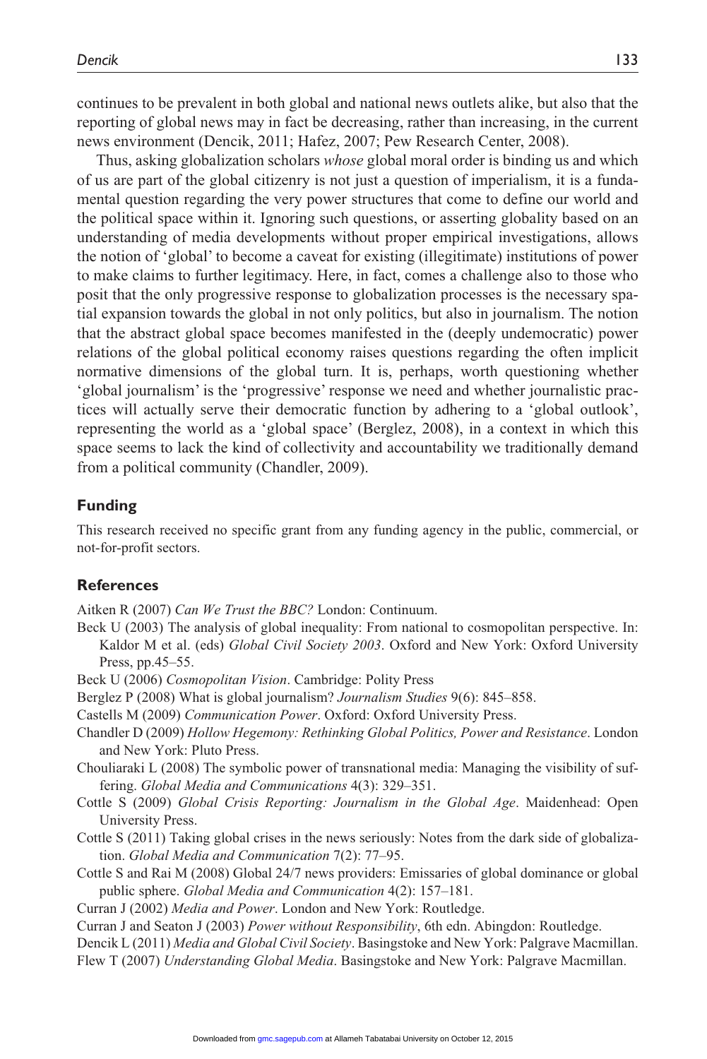continues to be prevalent in both global and national news outlets alike, but also that the reporting of global news may in fact be decreasing, rather than increasing, in the current news environment (Dencik, 2011; Hafez, 2007; Pew Research Center, 2008).

Thus, asking globalization scholars *whose* global moral order is binding us and which of us are part of the global citizenry is not just a question of imperialism, it is a fundamental question regarding the very power structures that come to define our world and the political space within it. Ignoring such questions, or asserting globality based on an understanding of media developments without proper empirical investigations, allows the notion of 'global' to become a caveat for existing (illegitimate) institutions of power to make claims to further legitimacy. Here, in fact, comes a challenge also to those who posit that the only progressive response to globalization processes is the necessary spatial expansion towards the global in not only politics, but also in journalism. The notion that the abstract global space becomes manifested in the (deeply undemocratic) power relations of the global political economy raises questions regarding the often implicit normative dimensions of the global turn. It is, perhaps, worth questioning whether 'global journalism' is the 'progressive' response we need and whether journalistic practices will actually serve their democratic function by adhering to a 'global outlook', representing the world as a 'global space' (Berglez, 2008), in a context in which this space seems to lack the kind of collectivity and accountability we traditionally demand from a political community (Chandler, 2009).

## Funding

This research received no specific grant from any funding agency in the public, commercial, or not-for-profit sectors.

## References

Aitken R (2007) *Can We Trust the BBC?* London: Continuum.

Beck U (2003) The analysis of global inequality: From national to cosmopolitan perspective. In: Kaldor M et al. (eds) *Global Civil Society 2003*. Oxford and New York: Oxford University Press, pp.45–55.

Beck U (2006) *Cosmopolitan Vision*. Cambridge: Polity Press

Berglez P (2008) What is global journalism? *Journalism Studies* 9(6): 845–858.

Castells M (2009) *Communication Power*. Oxford: Oxford University Press.

Chandler D (2009) *Hollow Hegemony: Rethinking Global Politics, Power and Resistance*. London and New York: Pluto Press.

Chouliaraki L (2008) The symbolic power of transnational media: Managing the visibility of suffering. *Global Media and Communications* 4(3): 329–351.

Cottle S (2009) *Global Crisis Reporting: Journalism in the Global Age*. Maidenhead: Open University Press.

Cottle S (2011) Taking global crises in the news seriously: Notes from the dark side of globalization. *Global Media and Communication* 7(2): 77–95.

Cottle S and Rai M (2008) Global 24/7 news providers: Emissaries of global dominance or global public sphere. *Global Media and Communication* 4(2): 157–181.

Curran J (2002) *Media and Power*. London and New York: Routledge.

Curran J and Seaton J (2003) *Power without Responsibility*, 6th edn. Abingdon: Routledge.

Dencik L (2011) *Media and Global Civil Society*. Basingstoke and New York: Palgrave Macmillan.

Flew T (2007) *Understanding Global Media*. Basingstoke and New York: Palgrave Macmillan.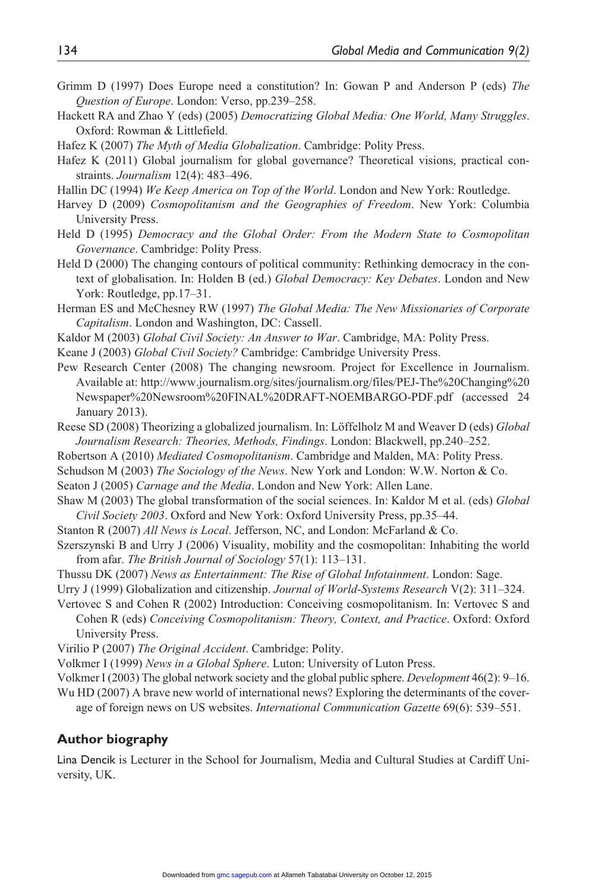Grimm D (1997) Does Europe need a constitution? In: Gowan P and Anderson P (eds) *The Question of Europe*. London: Verso, pp.239–258.

Hackett RA and Zhao Y (eds) (2005) *Democratizing Global Media: One World, Many Struggles*. Oxford: Rowman & Littlefield.

Hafez K (2007) *The Myth of Media Globalization*. Cambridge: Polity Press.

Hafez K (2011) Global journalism for global governance? Theoretical visions, practical constraints. *Journalism* 12(4): 483–496.

Hallin DC (1994) *We Keep America on Top of the World*. London and New York: Routledge.

Harvey D (2009) *Cosmopolitanism and the Geographies of Freedom*. New York: Columbia University Press.

Held D (1995) *Democracy and the Global Order: From the Modern State to Cosmopolitan Governance*. Cambridge: Polity Press.

Held D (2000) The changing contours of political community: Rethinking democracy in the context of globalisation. In: Holden B (ed.) *Global Democracy: Key Debates*. London and New York: Routledge, pp.17–31.

Herman ES and McChesney RW (1997) *The Global Media: The New Missionaries of Corporate Capitalism*. London and Washington, DC: Cassell.

Kaldor M (2003) *Global Civil Society: An Answer to War*. Cambridge, MA: Polity Press.

Keane J (2003) *Global Civil Society?* Cambridge: Cambridge University Press.

Pew Research Center (2008) The changing newsroom. Project for Excellence in Journalism. Available at: http://www.journalism.org/sites/journalism.org/files/PEJ-The%20Changing%20Newspaper%20Newsroom%20FINAL%20DRAFT-NOEMBARGO-PDF.pdf (accessed 24 January 2013).

Reese SD (2008) Theorizing a globalized journalism. In: Löffelholz M and Weaver D (eds) *Global Journalism Research: Theories, Methods, Findings*. London: Blackwell, pp.240–252.

Robertson A (2010) *Mediated Cosmopolitanism*. Cambridge and Malden, MA: Polity Press.

Schudson M (2003) *The Sociology of the News*. New York and London: W.W. Norton & Co.

Seaton J (2005) *Carnage and the Media*. London and New York: Allen Lane.

Shaw M (2003) The global transformation of the social sciences. In: Kaldor M et al. (eds) *Global Civil Society 2003*. Oxford and New York: Oxford University Press, pp.35–44.

Stanton R (2007) *All News is Local*. Jefferson, NC, and London: McFarland & Co.

Szerszynski B and Urry J (2006) Visuality, mobility and the cosmopolitan: Inhabiting the world from afar. *The British Journal of Sociology* 57(1): 113–131.

Thussu DK (2007) *News as Entertainment: The Rise of Global Infotainment*. London: Sage.

Urry J (1999) Globalization and citizenship. *Journal of World-Systems Research* V(2): 311–324.

Vertovec S and Cohen R (2002) Introduction: Conceiving cosmopolitanism. In: Vertovec S and Cohen R (eds) *Conceiving Cosmopolitanism: Theory, Context, and Practice*. Oxford: Oxford University Press.

Virilio P (2007) *The Original Accident*. Cambridge: Polity.

Volkmer I (1999) *News in a Global Sphere*. Luton: University of Luton Press.

Volkmer I (2003) The global network society and the global public sphere. *Development* 46(2): 9–16.

Wu HD (2007) A brave new world of international news? Exploring the determinants of the coverage of foreign news on US websites. *International Communication Gazette* 69(6): 539–551.

## Author biography

Lina Dencik is Lecturer in the School for Journalism, Media and Cultural Studies at Cardiff University, UK.